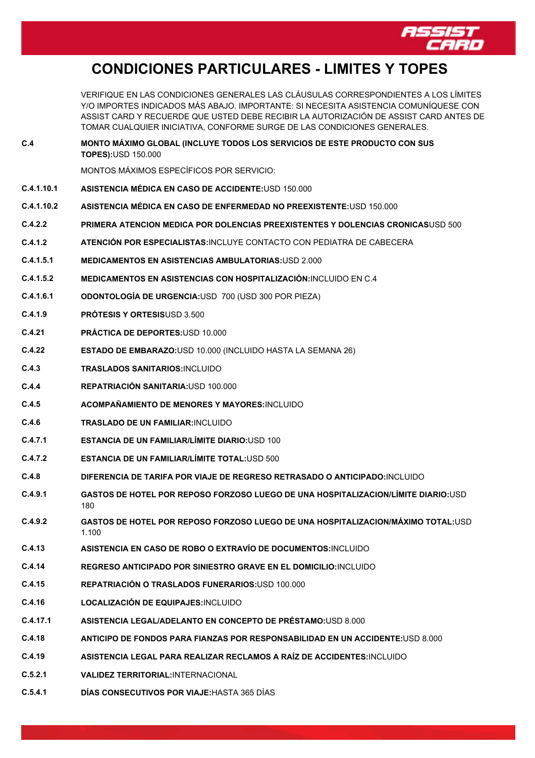# CONDICIONES PARTICULARES - LIMITES Y TOPES

VERIFIQUE EN LAS CONDICIONES GENERALES LAS CLÁUSULAS CORRESPONDIENTES A LOS LÍMITES Y/O IMPORTES INDICADOS MÁS ABAJO. IMPORTANTE: SI NECESITA ASISTENCIA COMUNÍQUESE CON ASSIST CARD Y RECUERDE QUE USTED DEBE RECIBIR LA AUTORIZACIÓN DE ASSIST CARD ANTES DE TOMAR CUALQUIER INICIATIVA, CONFORME SURGE DE LAS CONDICIONES GENERALES.

| | |
|---|---|
| **C.4** | **MONTO MÁXIMO GLOBAL (INCLUYE TODOS LOS SERVICIOS DE ESTE PRODUCTO CON SUS TOPES):** USD 150.000 |
| | MONTOS MÁXIMOS ESPECÍFICOS POR SERVICIO: |
| **C.4.1.10.1** | **ASISTENCIA MÉDICA EN CASO DE ACCIDENTE:** USD 150.000 |
| **C.4.1.10.2** | **ASISTENCIA MÉDICA EN CASO DE ENFERMEDAD NO PREEXISTENTE:** USD 150.000 |
| **C.4.2.2** | **PRIMERA ATENCION MEDICA POR DOLENCIAS PREEXISTENTES Y DOLENCIAS CRONICAS** USD 500 |
| **C.4.1.2** | **ATENCIÓN POR ESPECIALISTAS:** INCLUYE CONTACTO CON PEDIATRA DE CABECERA |
| **C.4.1.5.1** | **MEDICAMENTOS EN ASISTENCIAS AMBULATORIAS:** USD 2.000 |
| **C.4.1.5.2** | **MEDICAMENTOS EN ASISTENCIAS CON HOSPITALIZACIÓN:** INCLUIDO EN C.4 |
| **C.4.1.6.1** | **ODONTOLOGÍA DE URGENCIA:** USD 700 (USD 300 POR PIEZA) |
| **C.4.1.9** | **PRÓTESIS Y ORTESIS** USD 3.500 |
| **C.4.21** | **PRÁCTICA DE DEPORTES:** USD 10.000 |
| **C.4.22** | **ESTADO DE EMBARAZO:** USD 10.000 (INCLUIDO HASTA LA SEMANA 26) |
| **C.4.3** | **TRASLADOS SANITARIOS:** INCLUIDO |
| **C.4.4** | **REPATRIACIÓN SANITARIA:** USD 100.000 |
| **C.4.5** | **ACOMPAÑAMIENTO DE MENORES Y MAYORES:** INCLUIDO |
| **C.4.6** | **TRASLADO DE UN FAMILIAR:** INCLUIDO |
| **C.4.7.1** | **ESTANCIA DE UN FAMILIAR/LÍMITE DIARIO:** USD 100 |
| **C.4.7.2** | **ESTANCIA DE UN FAMILIAR/LÍMITE TOTAL:** USD 500 |
| **C.4.8** | **DIFERENCIA DE TARIFA POR VIAJE DE REGRESO RETRASADO O ANTICIPADO:** INCLUIDO |
| **C.4.9.1** | **GASTOS DE HOTEL POR REPOSO FORZOSO LUEGO DE UNA HOSPITALIZACION/LÍMITE DIARIO:** USD 180 |
| **C.4.9.2** | **GASTOS DE HOTEL POR REPOSO FORZOSO LUEGO DE UNA HOSPITALIZACION/MÁXIMO TOTAL:** USD 1.100 |
| **C.4.13** | **ASISTENCIA EN CASO DE ROBO O EXTRAVÍO DE DOCUMENTOS:** INCLUIDO |
| **C.4.14** | **REGRESO ANTICIPADO POR SINIESTRO GRAVE EN EL DOMICILIO:** INCLUIDO |
| **C.4.15** | **REPATRIACIÓN O TRASLADOS FUNERARIOS:** USD 100.000 |
| **C.4.16** | **LOCALIZACIÓN DE EQUIPAJES:** INCLUIDO |
| **C.4.17.1** | **ASISTENCIA LEGAL/ADELANTO EN CONCEPTO DE PRÉSTAMO:** USD 8.000 |
| **C.4.18** | **ANTICIPO DE FONDOS PARA FIANZAS POR RESPONSABILIDAD EN UN ACCIDENTE:** USD 8.000 |
| **C.4.19** | **ASISTENCIA LEGAL PARA REALIZAR RECLAMOS A RAÍZ DE ACCIDENTES:** INCLUIDO |
| **C.5.2.1** | **VALIDEZ TERRITORIAL:** INTERNACIONAL |
| **C.5.4.1** | **DÍAS CONSECUTIVOS POR VIAJE:** HASTA 365 DÍAS |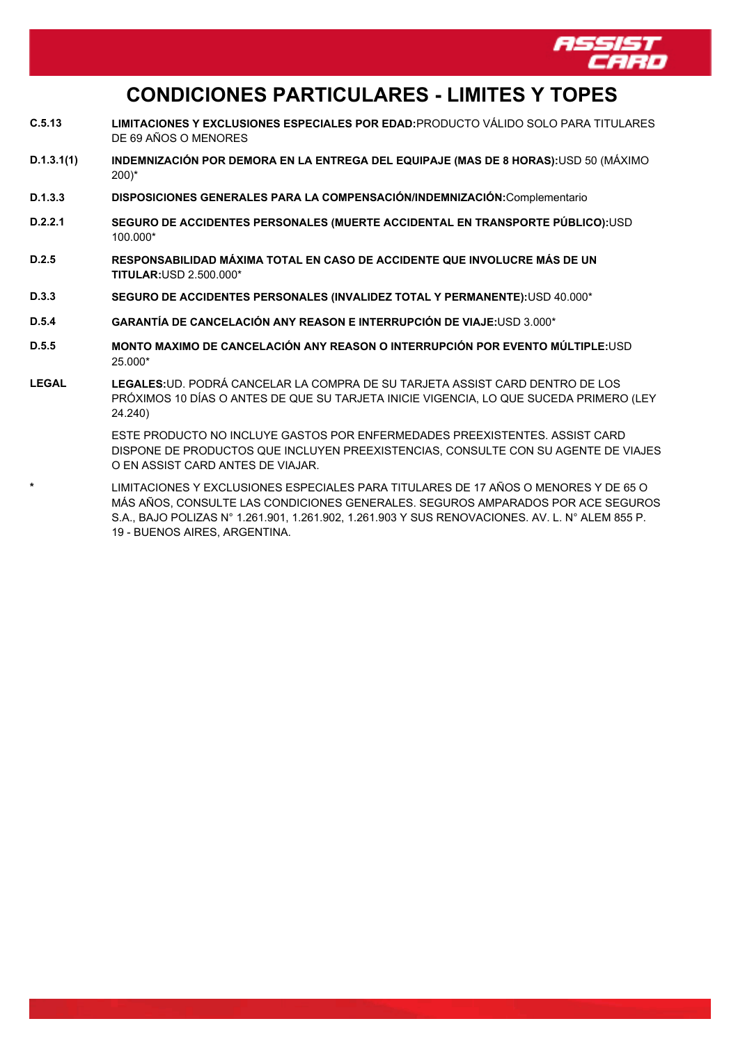# CONDICIONES PARTICULARES - LIMITES Y TOPES

| | |
|---|---|
| C.5.13 | **LIMITACIONES Y EXCLUSIONES ESPECIALES POR EDAD:** PRODUCTO VÁLIDO SOLO PARA TITULARES DE 69 AÑOS O MENORES |
| D.1.3.1(1) | **INDEMNIZACIÓN POR DEMORA EN LA ENTREGA DEL EQUIPAJE (MAS DE 8 HORAS):** USD 50 (MÁXIMO 200)* |
| D.1.3.3 | **DISPOSICIONES GENERALES PARA LA COMPENSACIÓN/INDEMNIZACIÓN:** Complementario |
| D.2.2.1 | **SEGURO DE ACCIDENTES PERSONALES (MUERTE ACCIDENTAL EN TRANSPORTE PÚBLICO):** USD 100.000* |
| D.2.5 | **RESPONSABILIDAD MÁXIMA TOTAL EN CASO DE ACCIDENTE QUE INVOLUCRE MÁS DE UN TITULAR:** USD 2.500.000* |
| D.3.3 | **SEGURO DE ACCIDENTES PERSONALES (INVALIDEZ TOTAL Y PERMANENTE):** USD 40.000* |
| D.5.4 | **GARANTÍA DE CANCELACIÓN ANY REASON E INTERRUPCIÓN DE VIAJE:** USD 3.000* |
| D.5.5 | **MONTO MAXIMO DE CANCELACIÓN ANY REASON O INTERRUPCIÓN POR EVENTO MÚLTIPLE:** USD 25.000* |
| LEGAL | **LEGALES:** UD. PODRÁ CANCELAR LA COMPRA DE SU TARJETA ASSIST CARD DENTRO DE LOS PRÓXIMOS 10 DÍAS O ANTES DE QUE SU TARJETA INICIE VIGENCIA, LO QUE SUCEDA PRIMERO (LEY 24.240)<br><br>ESTE PRODUCTO NO INCLUYE GASTOS POR ENFERMEDADES PREEXISTENTES. ASSIST CARD DISPONE DE PRODUCTOS QUE INCLUYEN PREEXISTENCIAS, CONSULTE CON SU AGENTE DE VIAJES O EN ASSIST CARD ANTES DE VIAJAR. |
| * | LIMITACIONES Y EXCLUSIONES ESPECIALES PARA TITULARES DE 17 AÑOS O MENORES Y DE 65 O MÁS AÑOS, CONSULTE LAS CONDICIONES GENERALES. SEGUROS AMPARADOS POR ACE SEGUROS S.A., BAJO POLIZAS N° 1.261.901, 1.261.902, 1.261.903 Y SUS RENOVACIONES. AV. L. N° ALEM 855 P. 19 - BUENOS AIRES, ARGENTINA. |